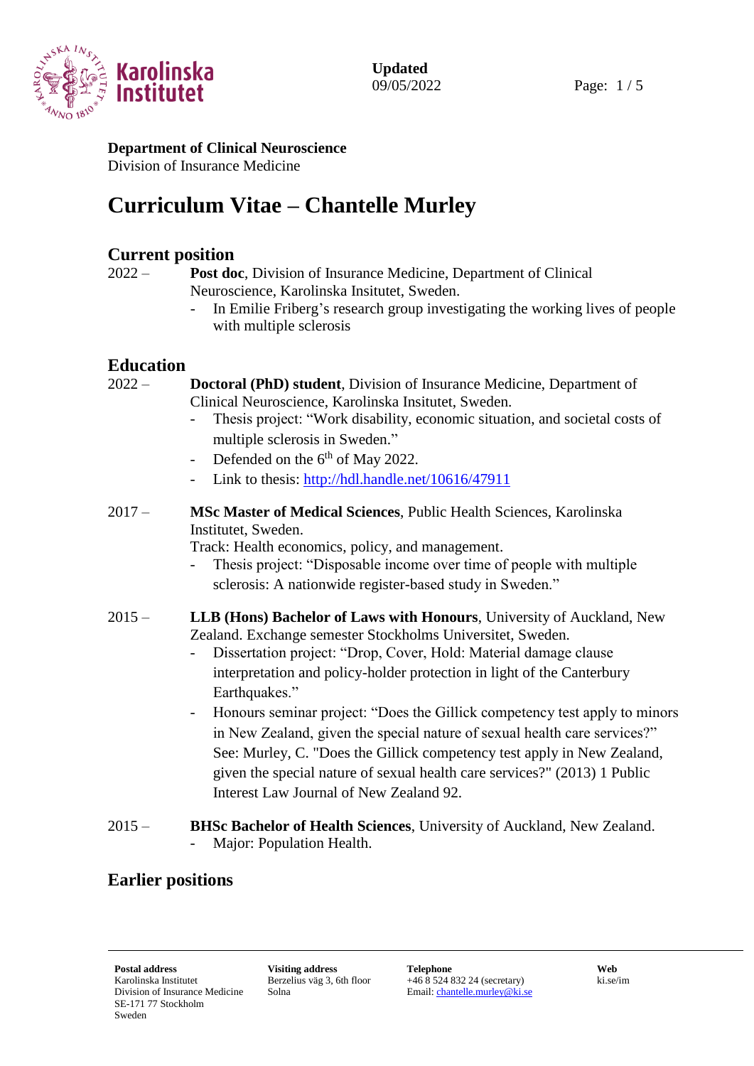Updated
09/05/2022

**Department of Clinical Neuroscience**
Division of Insurance Medicine

# Curriculum Vitae – Chantelle Murley

## Current position

2022 – **Post doc**, Division of Insurance Medicine, Department of Clinical Neuroscience, Karolinska Insitutet, Sweden.

- In Emilie Friberg's research group investigating the working lives of people with multiple sclerosis

## Education

2022 – **Doctoral (PhD) student**, Division of Insurance Medicine, Department of Clinical Neuroscience, Karolinska Insitutet, Sweden.

- Thesis project: "Work disability, economic situation, and societal costs of multiple sclerosis in Sweden."
- Defended on the 6th of May 2022.
- Link to thesis: http://hdl.handle.net/10616/47911

2017 – **MSc Master of Medical Sciences**, Public Health Sciences, Karolinska Institutet, Sweden.
Track: Health economics, policy, and management.

- Thesis project: "Disposable income over time of people with multiple sclerosis: A nationwide register-based study in Sweden."

2015 – **LLB (Hons) Bachelor of Laws with Honours**, University of Auckland, New Zealand. Exchange semester Stockholms Universitet, Sweden.

- Dissertation project: "Drop, Cover, Hold: Material damage clause interpretation and policy-holder protection in light of the Canterbury Earthquakes."
- Honours seminar project: "Does the Gillick competency test apply to minors in New Zealand, given the special nature of sexual health care services?" See: Murley, C. "Does the Gillick competency test apply in New Zealand, given the special nature of sexual health care services?" (2013) 1 Public Interest Law Journal of New Zealand 92.

2015 – **BHSc Bachelor of Health Sciences**, University of Auckland, New Zealand.

- Major: Population Health.

## Earlier positions

**Postal address**
Karolinska Institutet
Division of Insurance Medicine
SE-171 77 Stockholm
Sweden

**Visiting address**
Berzelius väg 3, 6th floor
Solna

**Telephone**
+46 8 524 832 24 (secretary)
Email: chantelle.murley@ki.se

**Web**
ki.se/im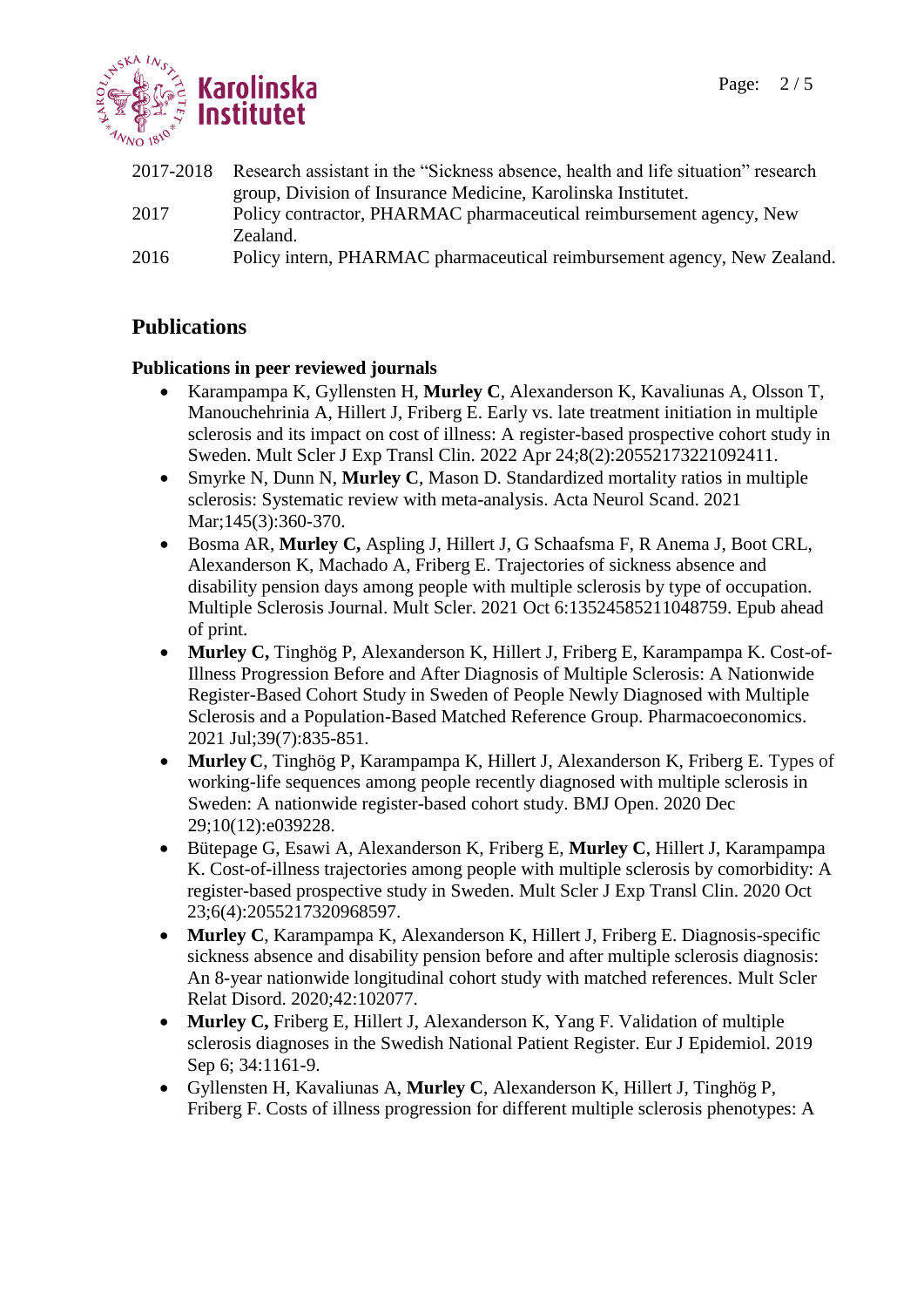2017-2018 Research assistant in the "Sickness absence, health and life situation" research group, Division of Insurance Medicine, Karolinska Institutet.

2017 Policy contractor, PHARMAC pharmaceutical reimbursement agency, New Zealand.

2016 Policy intern, PHARMAC pharmaceutical reimbursement agency, New Zealand.

## Publications

### Publications in peer reviewed journals

- Karampampa K, Gyllensten H, **Murley C**, Alexanderson K, Kavaliunas A, Olsson T, Manouchehrinia A, Hillert J, Friberg E. Early vs. late treatment initiation in multiple sclerosis and its impact on cost of illness: A register-based prospective cohort study in Sweden. Mult Scler J Exp Transl Clin. 2022 Apr 24;8(2):20552173221092411.
- Smyrke N, Dunn N, **Murley C**, Mason D. Standardized mortality ratios in multiple sclerosis: Systematic review with meta-analysis. Acta Neurol Scand. 2021 Mar;145(3):360-370.
- Bosma AR, **Murley C,** Aspling J, Hillert J, G Schaafsma F, R Anema J, Boot CRL, Alexanderson K, Machado A, Friberg E. Trajectories of sickness absence and disability pension days among people with multiple sclerosis by type of occupation. Multiple Sclerosis Journal. Mult Scler. 2021 Oct 6:13524585211048759. Epub ahead of print.
- **Murley C,** Tinghög P, Alexanderson K, Hillert J, Friberg E, Karampampa K. Cost-of-Illness Progression Before and After Diagnosis of Multiple Sclerosis: A Nationwide Register-Based Cohort Study in Sweden of People Newly Diagnosed with Multiple Sclerosis and a Population-Based Matched Reference Group. Pharmacoeconomics. 2021 Jul;39(7):835-851.
- **Murley C**, Tinghög P, Karampampa K, Hillert J, Alexanderson K, Friberg E. Types of working-life sequences among people recently diagnosed with multiple sclerosis in Sweden: A nationwide register-based cohort study. BMJ Open. 2020 Dec 29;10(12):e039228.
- Bütepage G, Esawi A, Alexanderson K, Friberg E, **Murley C**, Hillert J, Karampampa K. Cost-of-illness trajectories among people with multiple sclerosis by comorbidity: A register-based prospective study in Sweden. Mult Scler J Exp Transl Clin. 2020 Oct 23;6(4):2055217320968597.
- **Murley C**, Karampampa K, Alexanderson K, Hillert J, Friberg E. Diagnosis-specific sickness absence and disability pension before and after multiple sclerosis diagnosis: An 8-year nationwide longitudinal cohort study with matched references. Mult Scler Relat Disord. 2020;42:102077.
- **Murley C,** Friberg E, Hillert J, Alexanderson K, Yang F. Validation of multiple sclerosis diagnoses in the Swedish National Patient Register. Eur J Epidemiol. 2019 Sep 6; 34:1161-9.
- Gyllensten H, Kavaliunas A, **Murley C**, Alexanderson K, Hillert J, Tinghög P, Friberg F. Costs of illness progression for different multiple sclerosis phenotypes: A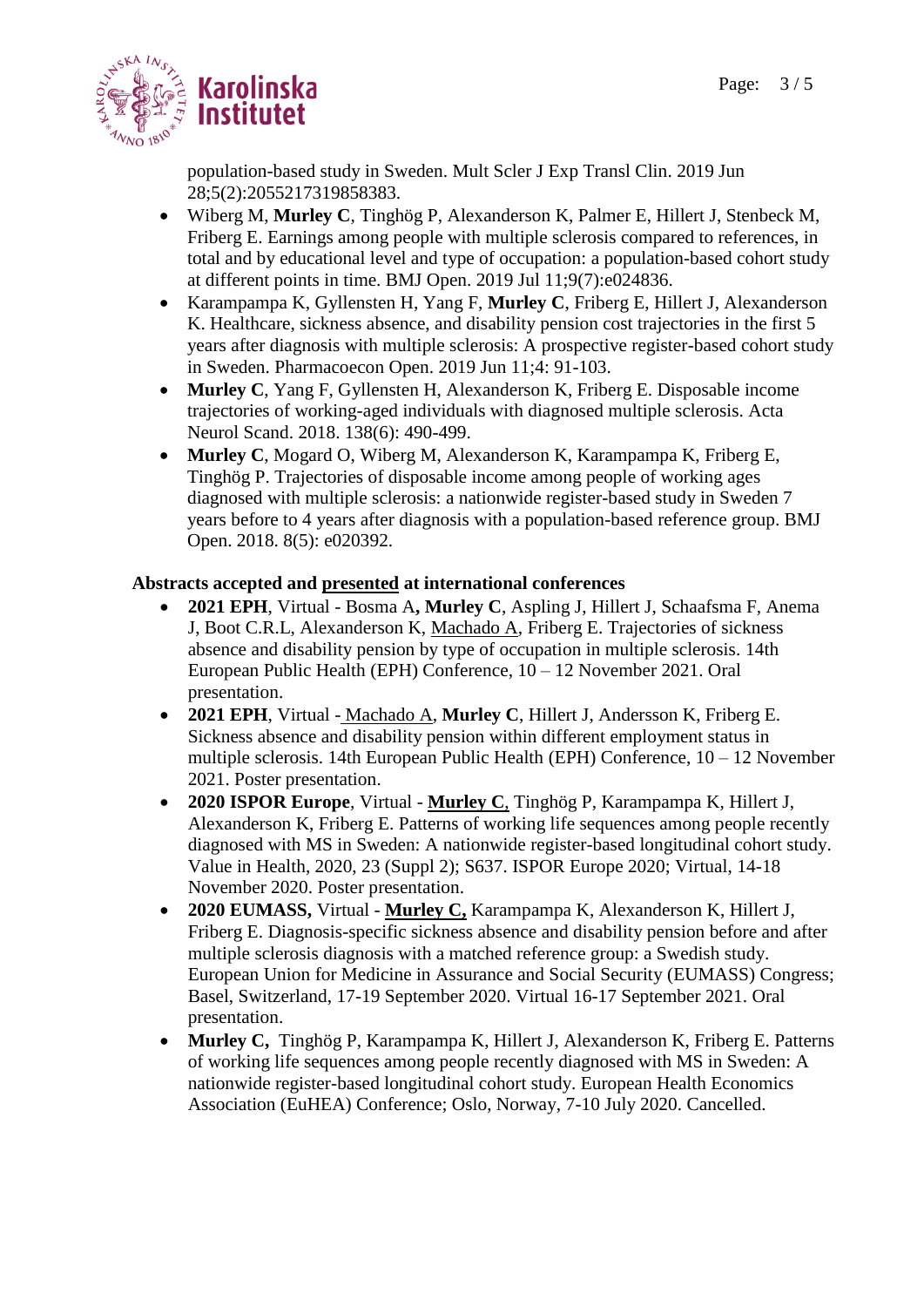population-based study in Sweden. Mult Scler J Exp Transl Clin. 2019 Jun 28;5(2):2055217319858383.

- Wiberg M, **Murley C**, Tinghög P, Alexanderson K, Palmer E, Hillert J, Stenbeck M, Friberg E. Earnings among people with multiple sclerosis compared to references, in total and by educational level and type of occupation: a population-based cohort study at different points in time. BMJ Open. 2019 Jul 11;9(7):e024836.
- Karampampa K, Gyllensten H, Yang F, **Murley C**, Friberg E, Hillert J, Alexanderson K. Healthcare, sickness absence, and disability pension cost trajectories in the first 5 years after diagnosis with multiple sclerosis: A prospective register-based cohort study in Sweden. Pharmacoecon Open. 2019 Jun 11;4: 91-103.
- **Murley C**, Yang F, Gyllensten H, Alexanderson K, Friberg E. Disposable income trajectories of working-aged individuals with diagnosed multiple sclerosis. Acta Neurol Scand. 2018. 138(6): 490-499.
- **Murley C**, Mogard O, Wiberg M, Alexanderson K, Karampampa K, Friberg E, Tinghög P. Trajectories of disposable income among people of working ages diagnosed with multiple sclerosis: a nationwide register-based study in Sweden 7 years before to 4 years after diagnosis with a population-based reference group. BMJ Open. 2018. 8(5): e020392.

**Abstracts accepted and presented at international conferences**

- **2021 EPH**, Virtual - Bosma A**, Murley C**, Aspling J, Hillert J, Schaafsma F, Anema J, Boot C.R.L, Alexanderson K, Machado A, Friberg E. Trajectories of sickness absence and disability pension by type of occupation in multiple sclerosis. 14th European Public Health (EPH) Conference, 10 – 12 November 2021. Oral presentation.
- **2021 EPH**, Virtual - Machado A, **Murley C**, Hillert J, Andersson K, Friberg E. Sickness absence and disability pension within different employment status in multiple sclerosis. 14th European Public Health (EPH) Conference, 10 – 12 November 2021. Poster presentation.
- **2020 ISPOR Europe**, Virtual - **Murley C**, Tinghög P, Karampampa K, Hillert J, Alexanderson K, Friberg E. Patterns of working life sequences among people recently diagnosed with MS in Sweden: A nationwide register-based longitudinal cohort study. Value in Health, 2020, 23 (Suppl 2); S637. ISPOR Europe 2020; Virtual, 14-18 November 2020. Poster presentation.
- **2020 EUMASS,** Virtual - **Murley C,** Karampampa K, Alexanderson K, Hillert J, Friberg E. Diagnosis-specific sickness absence and disability pension before and after multiple sclerosis diagnosis with a matched reference group: a Swedish study. European Union for Medicine in Assurance and Social Security (EUMASS) Congress; Basel, Switzerland, 17-19 September 2020. Virtual 16-17 September 2021. Oral presentation.
- **Murley C,** Tinghög P, Karampampa K, Hillert J, Alexanderson K, Friberg E. Patterns of working life sequences among people recently diagnosed with MS in Sweden: A nationwide register-based longitudinal cohort study. European Health Economics Association (EuHEA) Conference; Oslo, Norway, 7-10 July 2020. Cancelled.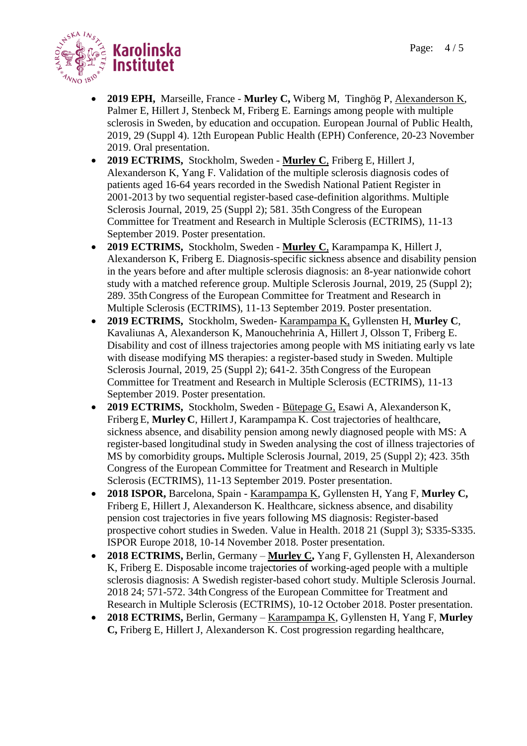- **2019 EPH,** Marseille, France - **Murley C,** Wiberg M, Tinghög P, <u>Alexanderson K</u>, Palmer E, Hillert J, Stenbeck M, Friberg E. Earnings among people with multiple sclerosis in Sweden, by education and occupation. European Journal of Public Health, 2019, 29 (Suppl 4). 12th European Public Health (EPH) Conference, 20-23 November 2019. Oral presentation.
- **2019 ECTRIMS,** Stockholm, Sweden - <u>**Murley C**</u>, Friberg E, Hillert J, Alexanderson K, Yang F. Validation of the multiple sclerosis diagnosis codes of patients aged 16-64 years recorded in the Swedish National Patient Register in 2001-2013 by two sequential register-based case-definition algorithms. Multiple Sclerosis Journal, 2019, 25 (Suppl 2); 581. 35th Congress of the European Committee for Treatment and Research in Multiple Sclerosis (ECTRIMS), 11-13 September 2019. Poster presentation.
- **2019 ECTRIMS,** Stockholm, Sweden - <u>**Murley C**</u>, Karampampa K, Hillert J, Alexanderson K, Friberg E. Diagnosis-specific sickness absence and disability pension in the years before and after multiple sclerosis diagnosis: an 8-year nationwide cohort study with a matched reference group. Multiple Sclerosis Journal, 2019, 25 (Suppl 2); 289. 35th Congress of the European Committee for Treatment and Research in Multiple Sclerosis (ECTRIMS), 11-13 September 2019. Poster presentation.
- **2019 ECTRIMS,** Stockholm, Sweden- <u>Karampampa K,</u> Gyllensten H, **Murley C**, Kavaliunas A, Alexanderson K, Manouchehrinia A, Hillert J, Olsson T, Friberg E. Disability and cost of illness trajectories among people with MS initiating early vs late with disease modifying MS therapies: a register-based study in Sweden. Multiple Sclerosis Journal, 2019, 25 (Suppl 2); 641-2. 35th Congress of the European Committee for Treatment and Research in Multiple Sclerosis (ECTRIMS), 11-13 September 2019. Poster presentation.
- **2019 ECTRIMS,** Stockholm, Sweden - <u>Bütepage G,</u> Esawi A, Alexanderson K, Friberg E, **Murley C**, Hillert J, Karampampa K. Cost trajectories of healthcare, sickness absence, and disability pension among newly diagnosed people with MS: A register-based longitudinal study in Sweden analysing the cost of illness trajectories of MS by comorbidity groups**.** Multiple Sclerosis Journal, 2019, 25 (Suppl 2); 423. 35th Congress of the European Committee for Treatment and Research in Multiple Sclerosis (ECTRIMS), 11-13 September 2019. Poster presentation.
- **2018 ISPOR,** Barcelona, Spain - <u>Karampampa K</u>, Gyllensten H, Yang F, **Murley C,** Friberg E, Hillert J, Alexanderson K. Healthcare, sickness absence, and disability pension cost trajectories in five years following MS diagnosis: Register-based prospective cohort studies in Sweden. Value in Health. 2018 21 (Suppl 3); S335-S335. ISPOR Europe 2018, 10-14 November 2018. Poster presentation.
- **2018 ECTRIMS,** Berlin, Germany – <u>**Murley C,**</u> Yang F, Gyllensten H, Alexanderson K, Friberg E. Disposable income trajectories of working-aged people with a multiple sclerosis diagnosis: A Swedish register-based cohort study. Multiple Sclerosis Journal. 2018 24; 571-572. 34th Congress of the European Committee for Treatment and Research in Multiple Sclerosis (ECTRIMS), 10-12 October 2018. Poster presentation.
- **2018 ECTRIMS,** Berlin, Germany – <u>Karampampa K</u>, Gyllensten H, Yang F, **Murley C,** Friberg E, Hillert J, Alexanderson K. Cost progression regarding healthcare,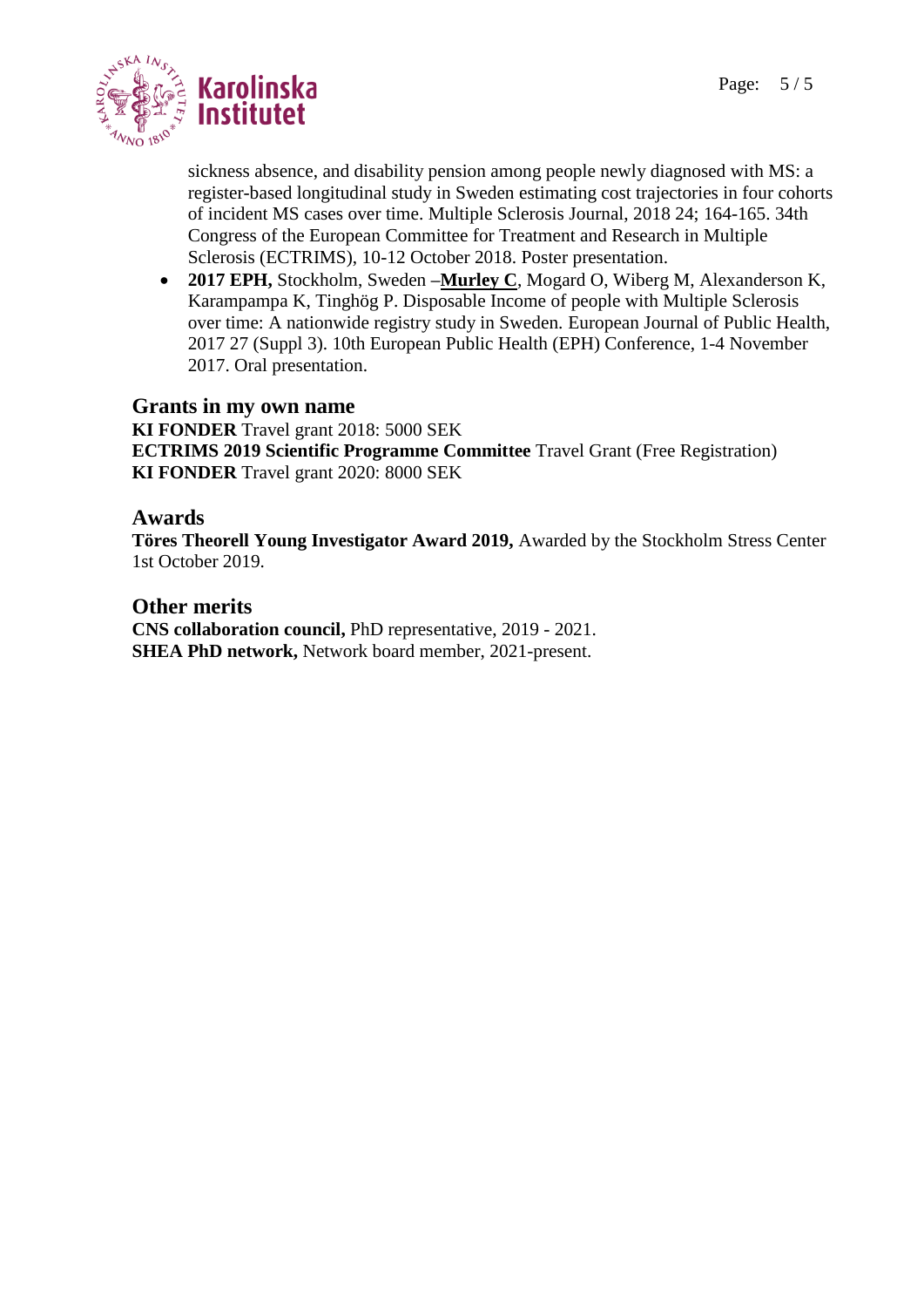sickness absence, and disability pension among people newly diagnosed with MS: a register-based longitudinal study in Sweden estimating cost trajectories in four cohorts of incident MS cases over time. Multiple Sclerosis Journal, 2018 24; 164-165. 34th Congress of the European Committee for Treatment and Research in Multiple Sclerosis (ECTRIMS), 10-12 October 2018. Poster presentation.

- **2017 EPH,** Stockholm, Sweden –**Murley C**, Mogard O, Wiberg M, Alexanderson K, Karampampa K, Tinghög P. Disposable Income of people with Multiple Sclerosis over time: A nationwide registry study in Sweden. European Journal of Public Health, 2017 27 (Suppl 3). 10th European Public Health (EPH) Conference, 1-4 November 2017. Oral presentation.

## Grants in my own name

**KI FONDER** Travel grant 2018: 5000 SEK
**ECTRIMS 2019 Scientific Programme Committee** Travel Grant (Free Registration)
**KI FONDER** Travel grant 2020: 8000 SEK

## Awards

**Töres Theorell Young Investigator Award 2019,** Awarded by the Stockholm Stress Center 1st October 2019.

## Other merits

**CNS collaboration council,** PhD representative, 2019 - 2021.
**SHEA PhD network,** Network board member, 2021-present.